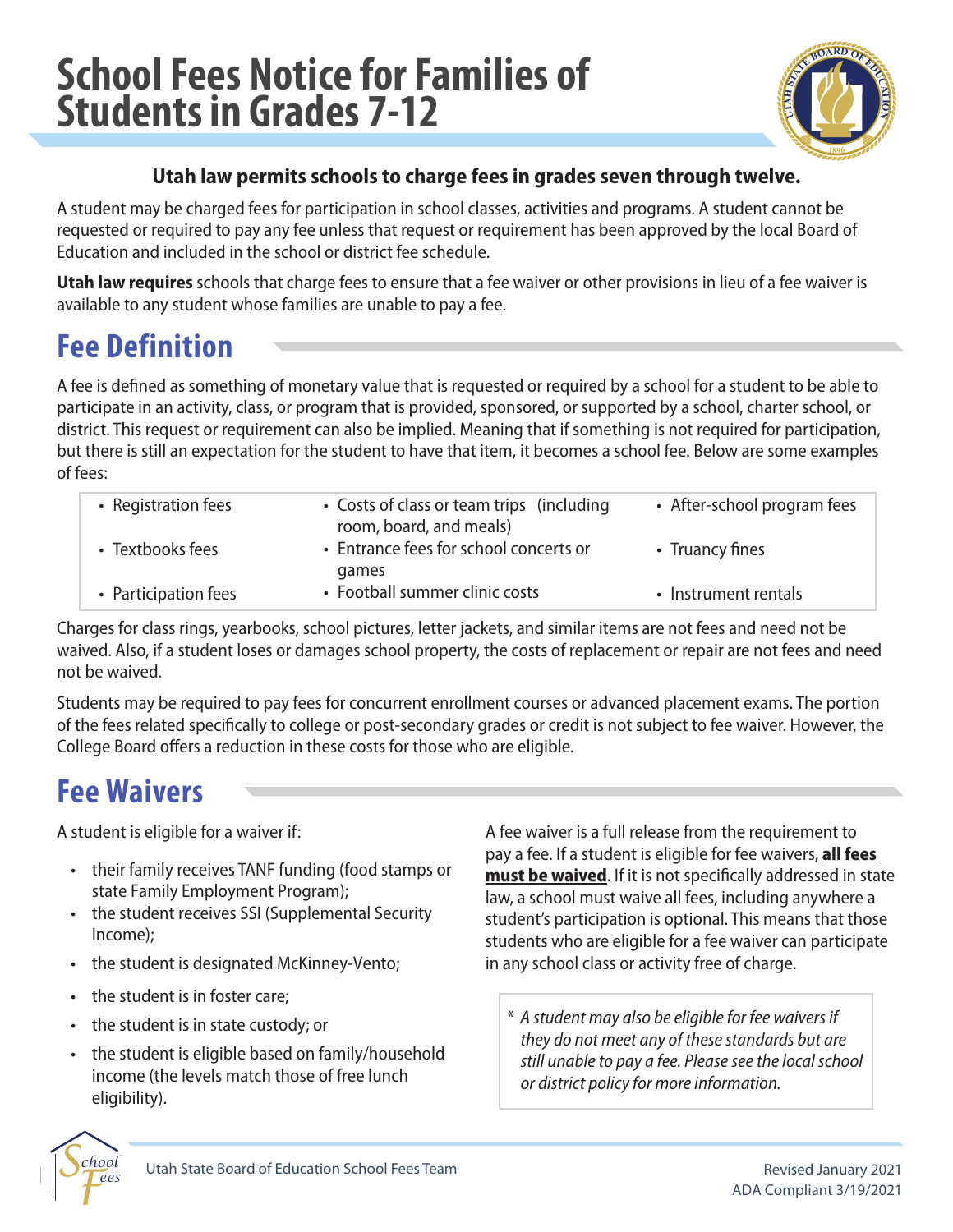# School Fees Notice for Families of Students in Grades 7-12

**Utah law permits schools to charge fees in grades seven through twelve.**

A student may be charged fees for participation in school classes, activities and programs. A student cannot be requested or required to pay any fee unless that request or requirement has been approved by the local Board of Education and included in the school or district fee schedule.

**Utah law requires** schools that charge fees to ensure that a fee waiver or other provisions in lieu of a fee waiver is available to any student whose families are unable to pay a fee.

## Fee Definition

A fee is defined as something of monetary value that is requested or required by a school for a student to be able to participate in an activity, class, or program that is provided, sponsored, or supported by a school, charter school, or district. This request or requirement can also be implied. Meaning that if something is not required for participation, but there is still an expectation for the student to have that item, it becomes a school fee. Below are some examples of fees:

- Registration fees
- Textbooks fees
- Participation fees
- Costs of class or team trips (including room, board, and meals)
- Entrance fees for school concerts or games
- Football summer clinic costs
- After-school program fees
- Truancy fines
- Instrument rentals

Charges for class rings, yearbooks, school pictures, letter jackets, and similar items are not fees and need not be waived. Also, if a student loses or damages school property, the costs of replacement or repair are not fees and need not be waived.

Students may be required to pay fees for concurrent enrollment courses or advanced placement exams. The portion of the fees related specifically to college or post-secondary grades or credit is not subject to fee waiver. However, the College Board offers a reduction in these costs for those who are eligible.

## Fee Waivers

A student is eligible for a waiver if:

- their family receives TANF funding (food stamps or state Family Employment Program);
- the student receives SSI (Supplemental Security Income);
- the student is designated McKinney-Vento;
- the student is in foster care;
- the student is in state custody; or
- the student is eligible based on family/household income (the levels match those of free lunch eligibility).

A fee waiver is a full release from the requirement to pay a fee. If a student is eligible for fee waivers, **all fees must be waived**. If it is not specifically addressed in state law, a school must waive all fees, including anywhere a student's participation is optional. This means that those students who are eligible for a fee waiver can participate in any school class or activity free of charge.

*\* A student may also be eligible for fee waivers if they do not meet any of these standards but are still unable to pay a fee. Please see the local school or district policy for more information.*

Utah State Board of Education School Fees Team

Revised January 2021
ADA Compliant 3/19/2021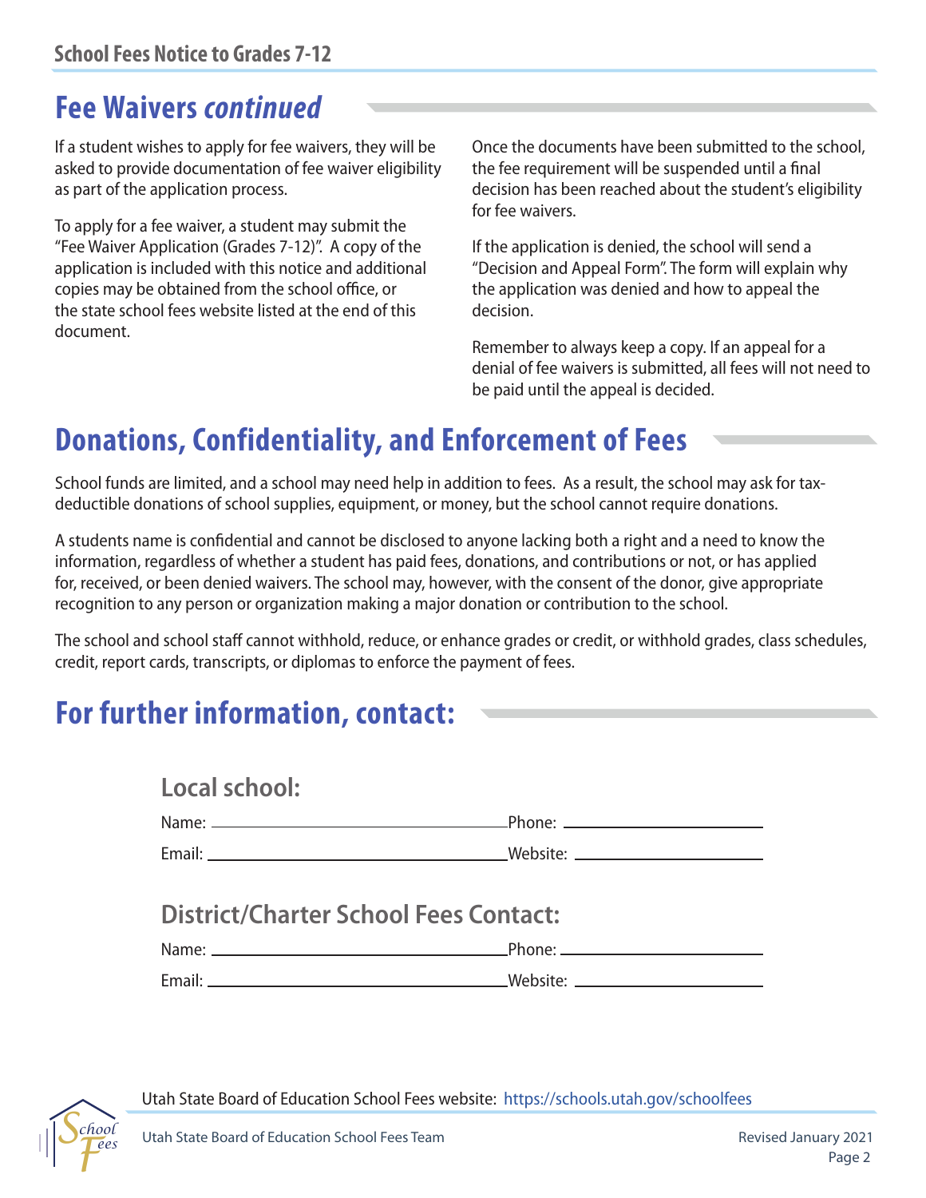## Fee Waivers *continued*

If a student wishes to apply for fee waivers, they will be asked to provide documentation of fee waiver eligibility as part of the application process.

To apply for a fee waiver, a student may submit the "Fee Waiver Application (Grades 7-12)". A copy of the application is included with this notice and additional copies may be obtained from the school office, or the state school fees website listed at the end of this document.

Once the documents have been submitted to the school, the fee requirement will be suspended until a final decision has been reached about the student's eligibility for fee waivers.

If the application is denied, the school will send a "Decision and Appeal Form". The form will explain why the application was denied and how to appeal the decision.

Remember to always keep a copy. If an appeal for a denial of fee waivers is submitted, all fees will not need to be paid until the appeal is decided.

## Donations, Confidentiality, and Enforcement of Fees

School funds are limited, and a school may need help in addition to fees. As a result, the school may ask for tax-deductible donations of school supplies, equipment, or money, but the school cannot require donations.

A students name is confidential and cannot be disclosed to anyone lacking both a right and a need to know the information, regardless of whether a student has paid fees, donations, and contributions or not, or has applied for, received, or been denied waivers. The school may, however, with the consent of the donor, give appropriate recognition to any person or organization making a major donation or contribution to the school.

The school and school staff cannot withhold, reduce, or enhance grades or credit, or withhold grades, class schedules, credit, report cards, transcripts, or diplomas to enforce the payment of fees.

## For further information, contact:

### Local school:

Name: ______________________ Phone: ______________________

Email: ______________________ Website: ______________________

### District/Charter School Fees Contact:

Name: ______________________ Phone: ______________________

Email: ______________________ Website: ______________________

Utah State Board of Education School Fees website: https://schools.utah.gov/schoolfees

Utah State Board of Education School Fees Team

Revised January 2021